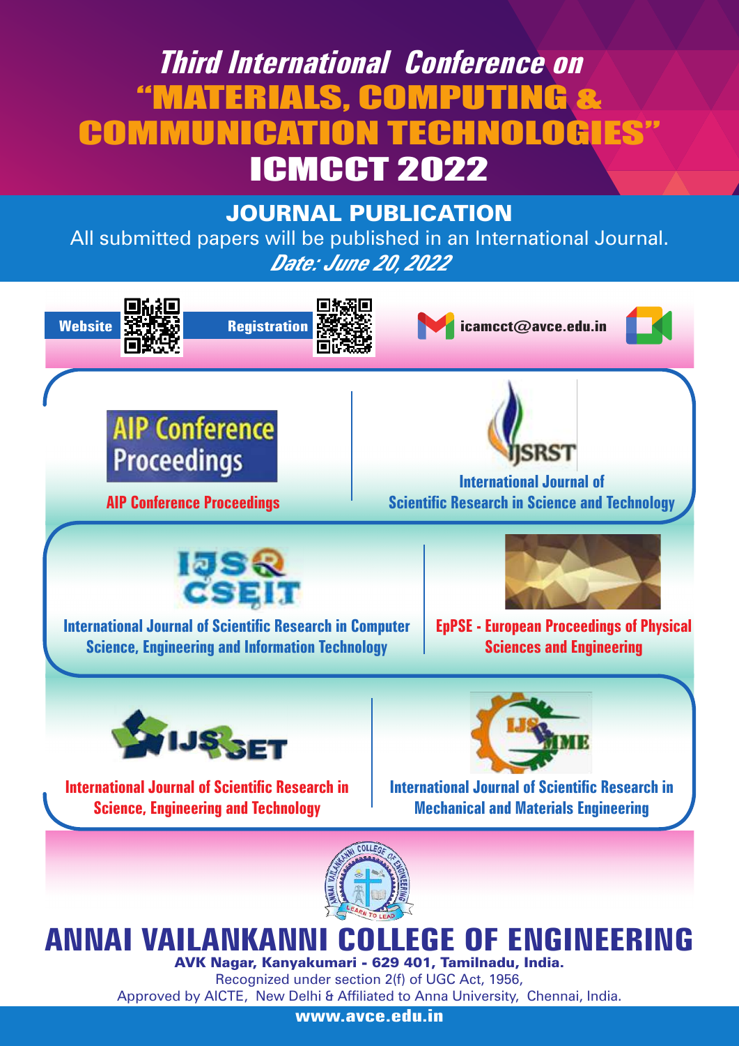# Third International Conference on "MATERIALS, COMPUTING & COMMUNICATION TECHNOLOGIES"

# ICMCCT 2022

## JOURNAL PUBLICATION

All submitted papers will be published in an International Journal.

***Date: June 20, 2022***

**Website** **Registration** **icamcct@avce.edu.in**

AIP Conference Proceedings

AIP Conference Proceedings

IJSRST

International Journal of Scientific Research in Science and Technology

IJSRCSEIT

International Journal of Scientific Research in Computer Science, Engineering and Information Technology

EpPSE - European Proceedings of Physical Sciences and Engineering

IJSRSET

International Journal of Scientific Research in Science, Engineering and Technology

IJSRMME

International Journal of Scientific Research in Mechanical and Materials Engineering

# ANNAI VAILANKANNI COLLEGE OF ENGINEERING

**AVK Nagar, Kanyakumari - 629 401, Tamilnadu, India.**

Recognized under section 2(f) of UGC Act, 1956,

Approved by AICTE, New Delhi & Affiliated to Anna University, Chennai, India.

**www.avce.edu.in**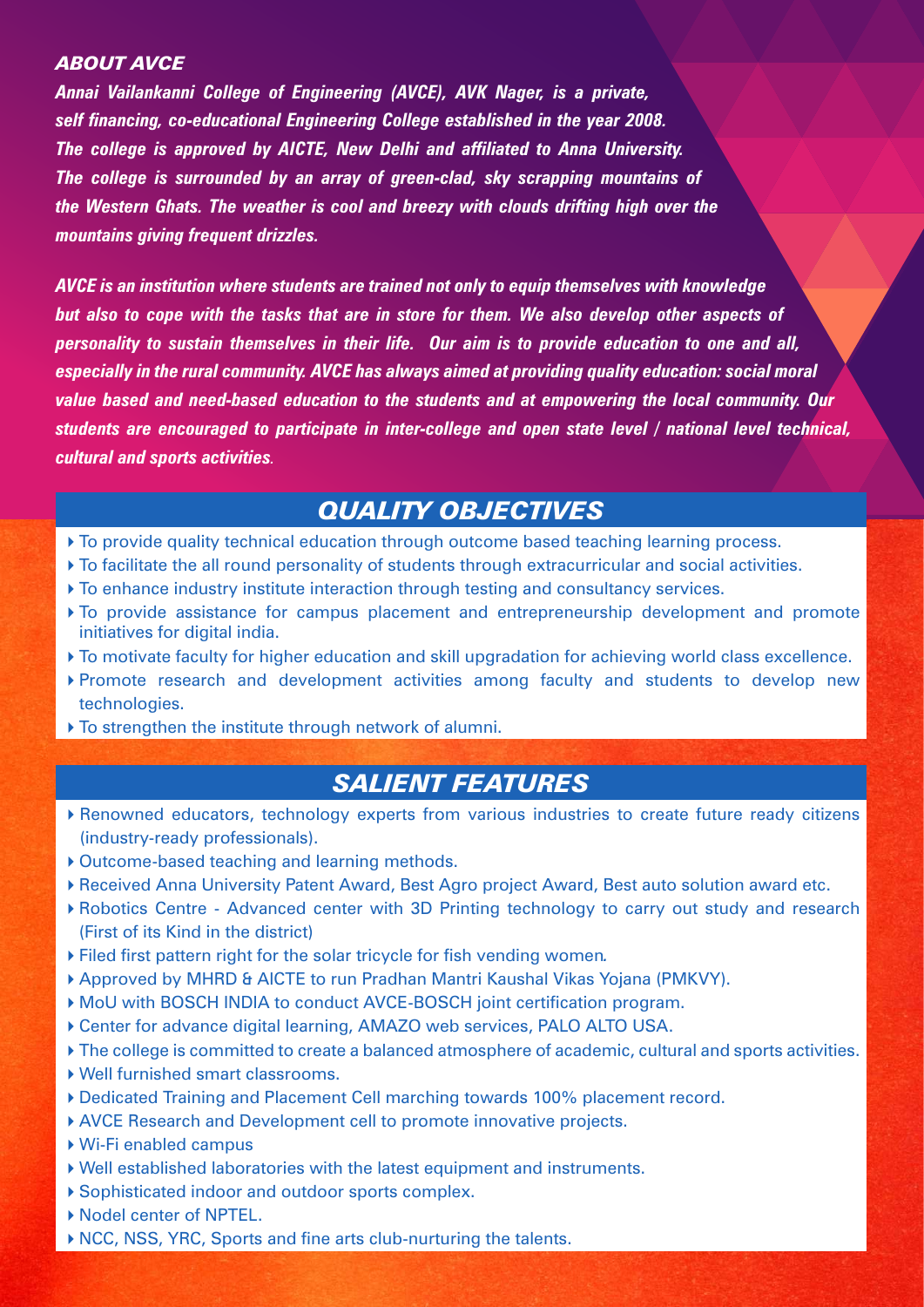## *ABOUT AVCE*

***Annai Vailankanni College of Engineering (AVCE), AVK Nager, is a private, self financing, co-educational Engineering College established in the year 2008. The college is approved by AICTE, New Delhi and affiliated to Anna University. The college is surrounded by an array of green-clad, sky scrapping mountains of the Western Ghats. The weather is cool and breezy with clouds drifting high over the mountains giving frequent drizzles.***

***AVCE is an institution where students are trained not only to equip themselves with knowledge but also to cope with the tasks that are in store for them. We also develop other aspects of personality to sustain themselves in their life. Our aim is to provide education to one and all, especially in the rural community. AVCE has always aimed at providing quality education: social moral value based and need-based education to the students and at empowering the local community. Our students are encouraged to participate in inter-college and open state level / national level technical, cultural and sports activities.***

## *QUALITY OBJECTIVES*

- To provide quality technical education through outcome based teaching learning process.
- To facilitate the all round personality of students through extracurricular and social activities.
- To enhance industry institute interaction through testing and consultancy services.
- To provide assistance for campus placement and entrepreneurship development and promote initiatives for digital india.
- To motivate faculty for higher education and skill upgradation for achieving world class excellence.
- Promote research and development activities among faculty and students to develop new technologies.
- To strengthen the institute through network of alumni.

## *SALIENT FEATURES*

- Renowned educators, technology experts from various industries to create future ready citizens (industry-ready professionals).
- Outcome-based teaching and learning methods.
- Received Anna University Patent Award, Best Agro project Award, Best auto solution award etc.
- Robotics Centre - Advanced center with 3D Printing technology to carry out study and research (First of its Kind in the district)
- Filed first pattern right for the solar tricycle for fish vending women.
- Approved by MHRD & AICTE to run Pradhan Mantri Kaushal Vikas Yojana (PMKVY).
- MoU with BOSCH INDIA to conduct AVCE-BOSCH joint certification program.
- Center for advance digital learning, AMAZO web services, PALO ALTO USA.
- The college is committed to create a balanced atmosphere of academic, cultural and sports activities.
- Well furnished smart classrooms.
- Dedicated Training and Placement Cell marching towards 100% placement record.
- AVCE Research and Development cell to promote innovative projects.
- Wi-Fi enabled campus
- Well established laboratories with the latest equipment and instruments.
- Sophisticated indoor and outdoor sports complex.
- Nodel center of NPTEL.
- NCC, NSS, YRC, Sports and fine arts club-nurturing the talents.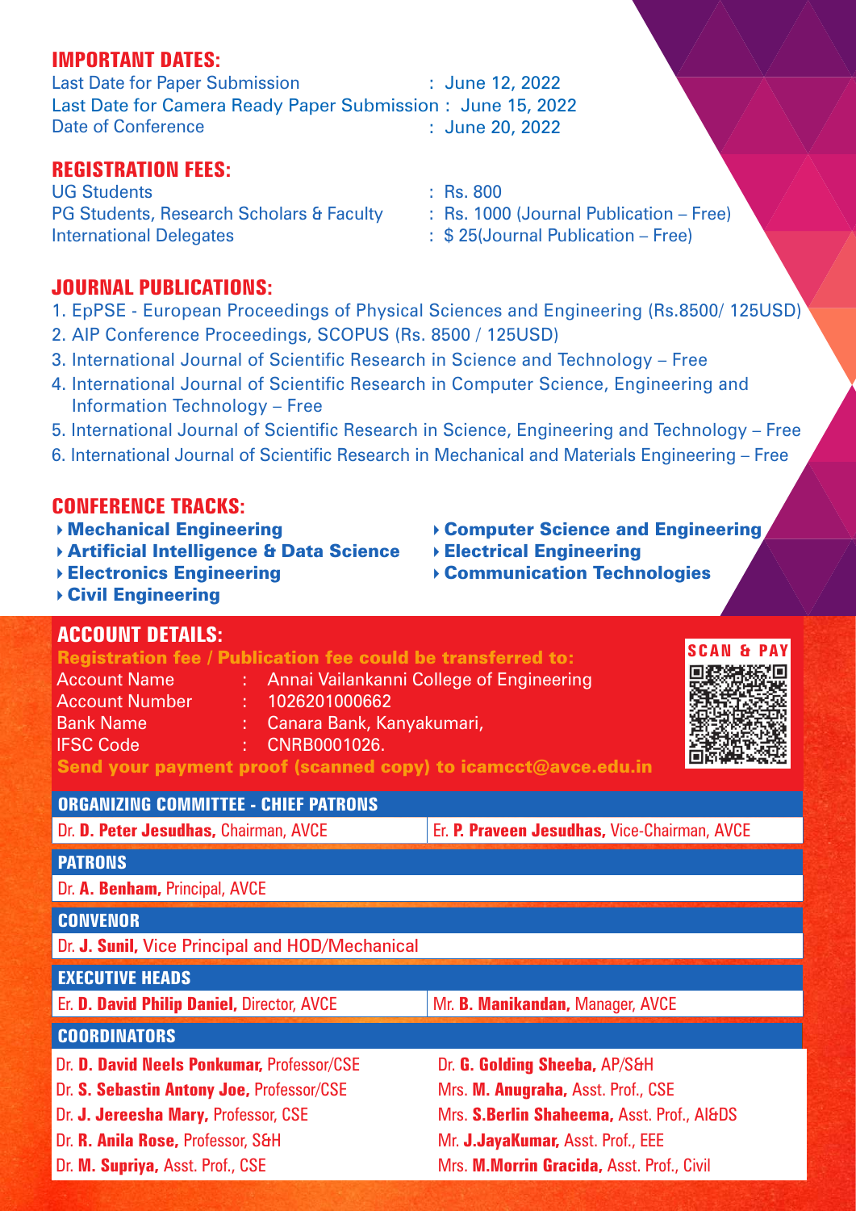## IMPORTANT DATES:

Last Date for Paper Submission : June 12, 2022
Last Date for Camera Ready Paper Submission : June 15, 2022
Date of Conference : June 20, 2022

## REGISTRATION FEES:

UG Students : Rs. 800
PG Students, Research Scholars & Faculty : Rs. 1000 (Journal Publication – Free)
International Delegates : $ 25(Journal Publication – Free)

## JOURNAL PUBLICATIONS:

1. EpPSE - European Proceedings of Physical Sciences and Engineering (Rs.8500/ 125USD)
2. AIP Conference Proceedings, SCOPUS (Rs. 8500 / 125USD)
3. International Journal of Scientific Research in Science and Technology – Free
4. International Journal of Scientific Research in Computer Science, Engineering and Information Technology – Free
5. International Journal of Scientific Research in Science, Engineering and Technology – Free
6. International Journal of Scientific Research in Mechanical and Materials Engineering – Free

## CONFERENCE TRACKS:

- **Mechanical Engineering**
- **Artificial Intelligence & Data Science**
- **Electronics Engineering**
- **Civil Engineering**
- **Computer Science and Engineering**
- **Electrical Engineering**
- **Communication Technologies**

## ACCOUNT DETAILS:

**Registration fee / Publication fee could be transferred to:**

Account Name : Annai Vailankanni College of Engineering
Account Number : 1026201000662
Bank Name : Canara Bank, Kanyakumari,
IFSC Code : CNRB0001026.

**Send your payment proof (scanned copy) to icamcct@avce.edu.in**

SCAN & PAY

## ORGANIZING COMMITTEE - CHIEF PATRONS

Dr. **D. Peter Jesudhas,** Chairman, AVCE
Er. **P. Praveen Jesudhas,** Vice-Chairman, AVCE

## PATRONS

Dr. **A. Benham,** Principal, AVCE

## CONVENOR

Dr. **J. Sunil,** Vice Principal and HOD/Mechanical

## EXECUTIVE HEADS

Er. **D. David Philip Daniel,** Director, AVCE
Mr. **B. Manikandan,** Manager, AVCE

## COORDINATORS

Dr. **D. David Neels Ponkumar,** Professor/CSE
Dr. **S. Sebastin Antony Joe,** Professor/CSE
Dr. **J. Jereesha Mary,** Professor, CSE
Dr. **R. Anila Rose,** Professor, S&H
Dr. **M. Supriya,** Asst. Prof., CSE
Dr. **G. Golding Sheeba,** AP/S&H
Mrs. **M. Anugraha,** Asst. Prof., CSE
Mrs. **S.Berlin Shaheema,** Asst. Prof., AI&DS
Mr. **J.JayaKumar,** Asst. Prof., EEE
Mrs. **M.Morrin Gracida,** Asst. Prof., Civil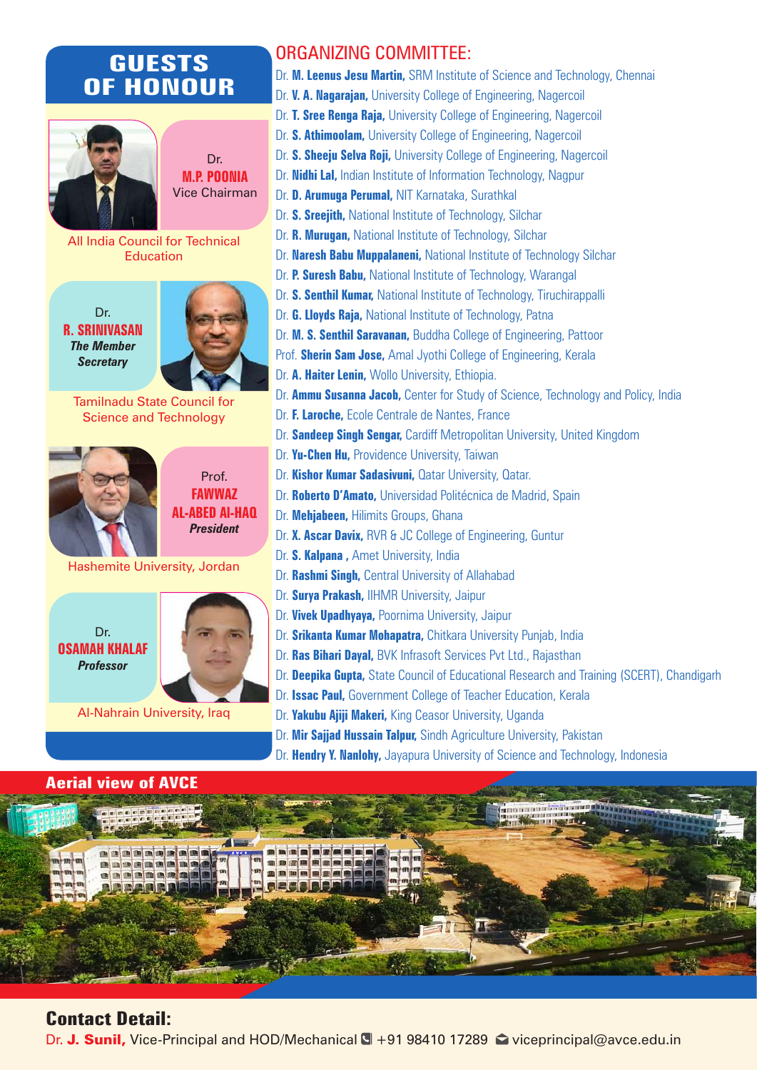## GUESTS OF HONOUR

Dr.
**M.P. POONIA**
Vice Chairman

All India Council for Technical Education

Dr.
**R. SRINIVASAN**
***The Member Secretary***

Tamilnadu State Council for Science and Technology

Prof.
**FAWWAZ AL-ABED AL-HAQ**
***President***

Hashemite University, Jordan

Dr.
**OSAMAH KHALAF**
***Professor***

Al-Nahrain University, Iraq

## ORGANIZING COMMITTEE:

Dr. **M. Leenus Jesu Martin,** SRM Institute of Science and Technology, Chennai
Dr. **V. A. Nagarajan,** University College of Engineering, Nagercoil
Dr. **T. Sree Renga Raja,** University College of Engineering, Nagercoil
Dr. **S. Athimoolam,** University College of Engineering, Nagercoil
Dr. **S. Sheeju Selva Roji,** University College of Engineering, Nagercoil
Dr. **Nidhi Lal,** Indian Institute of Information Technology, Nagpur
Dr. **D. Arumuga Perumal,** NIT Karnataka, Surathkal
Dr. **S. Sreejith,** National Institute of Technology, Silchar
Dr. **R. Murugan,** National Institute of Technology, Silchar
Dr. **Naresh Babu Muppalaneni,** National Institute of Technology Silchar
Dr. **P. Suresh Babu,** National Institute of Technology, Warangal
Dr. **S. Senthil Kumar,** National Institute of Technology, Tiruchirappalli
Dr. **G. Lloyds Raja,** National Institute of Technology, Patna
Dr. **M. S. Senthil Saravanan,** Buddha College of Engineering, Pattoor
Prof. **Sherin Sam Jose,** Amal Jyothi College of Engineering, Kerala
Dr. **A. Haiter Lenin,** Wollo University, Ethiopia.
Dr. **Ammu Susanna Jacob,** Center for Study of Science, Technology and Policy, India
Dr. **F. Laroche,** Ecole Centrale de Nantes, France
Dr. **Sandeep Singh Sengar,** Cardiff Metropolitan University, United Kingdom
Dr. **Yu-Chen Hu,** Providence University, Taiwan
Dr. **Kishor Kumar Sadasivuni,** Qatar University, Qatar.
Dr. **Roberto D'Amato,** Universidad Politécnica de Madrid, Spain
Dr. **Mehjabeen,** Hilimits Groups, Ghana
Dr. **X. Ascar Davix,** RVR & JC College of Engineering, Guntur
Dr. **S. Kalpana ,** Amet University, India
Dr. **Rashmi Singh,** Central University of Allahabad
Dr. **Surya Prakash,** IIHMR University, Jaipur
Dr. **Vivek Upadhyaya,** Poornima University, Jaipur
Dr. **Srikanta Kumar Mohapatra,** Chitkara University Punjab, India
Dr. **Ras Bihari Dayal,** BVK Infrasoft Services Pvt Ltd., Rajasthan
Dr. **Deepika Gupta,** State Council of Educational Research and Training (SCERT), Chandigarh
Dr. **Issac Paul,** Government College of Teacher Education, Kerala
Dr. **Yakubu Ajiji Makeri,** King Ceasor University, Uganda
Dr. **Mir Sajjad Hussain Talpur,** Sindh Agriculture University, Pakistan
Dr. **Hendry Y. Nanlohy,** Jayapura University of Science and Technology, Indonesia

**Aerial view of AVCE**

## Contact Detail:

Dr. **J. Sunil,** Vice-Principal and HOD/Mechanical +91 98410 17289 viceprincipal@avce.edu.in